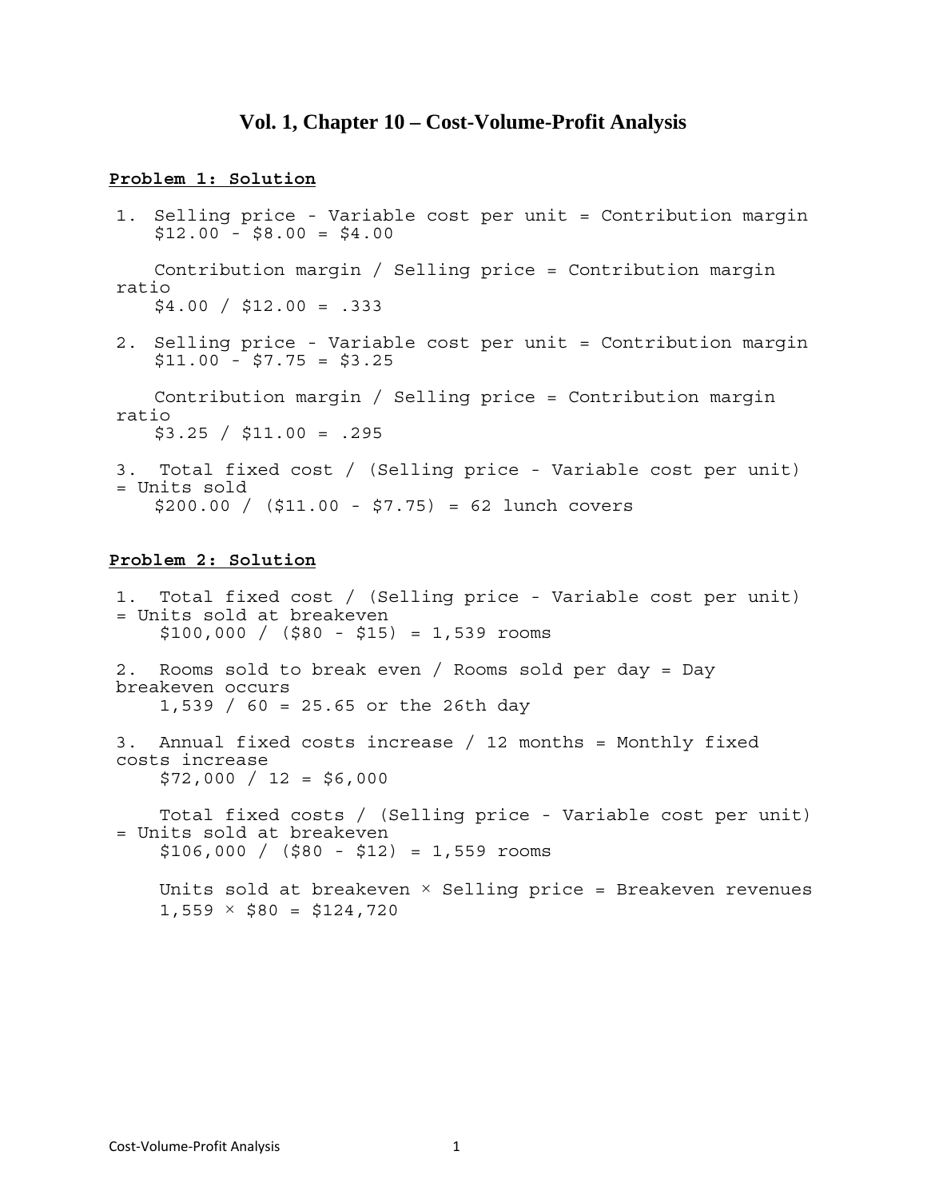# Vol. 1, Chapter 10 – Cost-Volume-Profit Analysis

**Problem 1: Solution**

1. Selling price - Variable cost per unit = Contribution margin
   $12.00 - $8.00 = $4.00

   Contribution margin / Selling price = Contribution margin ratio
   $4.00 / $12.00 = .333

2. Selling price - Variable cost per unit = Contribution margin
   $11.00 - $7.75 = $3.25

   Contribution margin / Selling price = Contribution margin ratio
   $3.25 / $11.00 = .295

3. Total fixed cost / (Selling price - Variable cost per unit) = Units sold
   $200.00 / ($11.00 - $7.75) = 62 lunch covers

**Problem 2: Solution**

1. Total fixed cost / (Selling price - Variable cost per unit) = Units sold at breakeven
   $100,000 / ($80 - $15) = 1,539 rooms

2. Rooms sold to break even / Rooms sold per day = Day breakeven occurs
   1,539 / 60 = 25.65 or the 26th day

3. Annual fixed costs increase / 12 months = Monthly fixed costs increase
   $72,000 / 12 = $6,000

   Total fixed costs / (Selling price - Variable cost per unit) = Units sold at breakeven
   $106,000 / ($80 - $12) = 1,559 rooms

   Units sold at breakeven × Selling price = Breakeven revenues
   1,559 × $80 = $124,720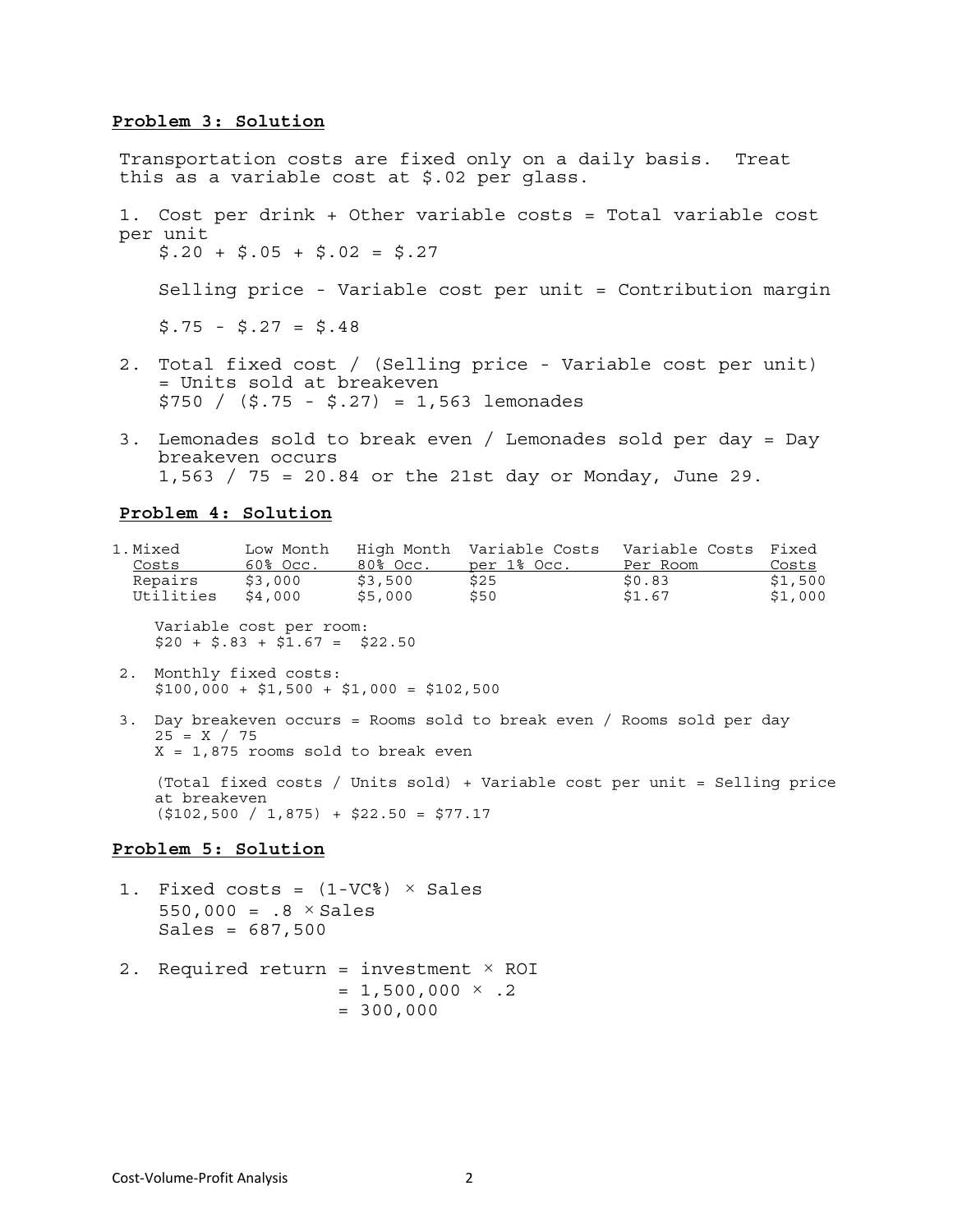**Problem 3: Solution**

Transportation costs are fixed only on a daily basis. Treat this as a variable cost at $.02 per glass.

1. Cost per drink + Other variable costs = Total variable cost per unit

   $.20 + $.05 + $.02 = $.27

   Selling price - Variable cost per unit = Contribution margin

   $.75 - $.27 = $.48

2. Total fixed cost / (Selling price - Variable cost per unit) = Units sold at breakeven

   $750 / ($.75 - $.27) = 1,563 lemonades

3. Lemonades sold to break even / Lemonades sold per day = Day breakeven occurs

   1,563 / 75 = 20.84 or the 21st day or Monday, June 29.

**Problem 4: Solution**

1.

| Mixed Costs | Low Month 60% Occ. | High Month 80% Occ. | Variable Costs per 1% Occ. | Variable Costs Per Room | Fixed Costs |
|---|---|---|---|---|---|
| Repairs | $3,000 | $3,500 | $25 | $0.83 | $1,500 |
| Utilities | $4,000 | $5,000 | $50 | $1.67 | $1,000 |

   Variable cost per room:
   $20 + $.83 + $1.67 = $22.50

2. Monthly fixed costs:
   $100,000 + $1,500 + $1,000 = $102,500

3. Day breakeven occurs = Rooms sold to break even / Rooms sold per day
   25 = X / 75
   X = 1,875 rooms sold to break even

   (Total fixed costs / Units sold) + Variable cost per unit = Selling price at breakeven
   ($102,500 / 1,875) + $22.50 = $77.17

**Problem 5: Solution**

1. Fixed costs = (1-VC%) × Sales
   550,000 = .8 × Sales
   Sales = 687,500

2. Required return = investment × ROI
   = 1,500,000 × .2
   = 300,000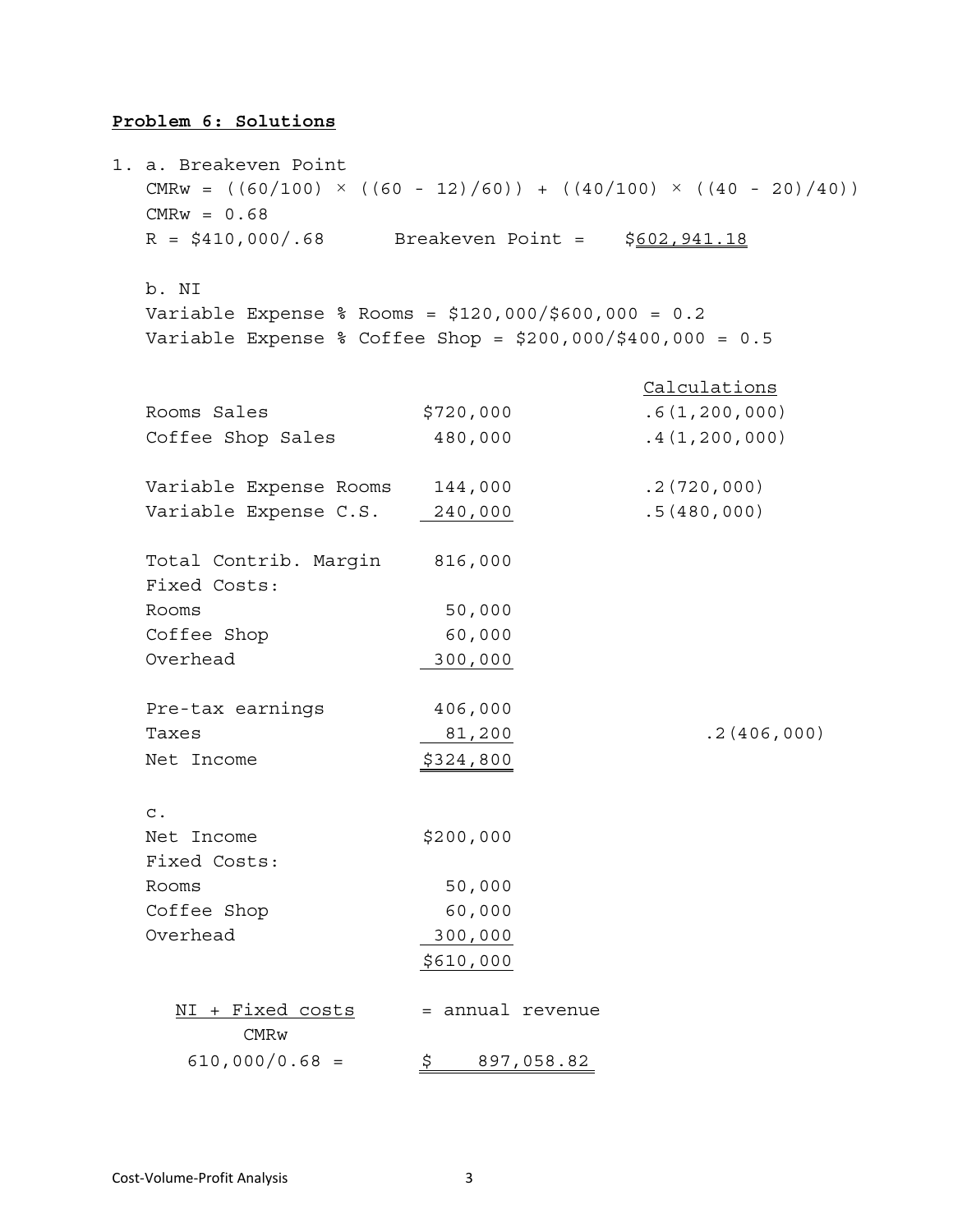**Problem 6: Solutions**

1. a. Breakeven Point

$CMRw = ((60/100) \times ((60 - 12)/60)) + ((40/100) \times ((40 - 20)/40))$

$CMRw = 0.68$

$R = \$410,000/.68$ Breakeven Point = $\$602,941.18$

b. NI

Variable Expense % Rooms = \$120,000/\$600,000 = 0.2

Variable Expense % Coffee Shop = \$200,000/\$400,000 = 0.5

| | | Calculations |
|---|---|---|
| Rooms Sales | \$720,000 | .6(1,200,000) |
| Coffee Shop Sales | 480,000 | .4(1,200,000) |
| | | |
| Variable Expense Rooms | 144,000 | .2(720,000) |
| Variable Expense C.S. | 240,000 | .5(480,000) |
| | | |
| Total Contrib. Margin | 816,000 | |
| Fixed Costs: | | |
| Rooms | 50,000 | |
| Coffee Shop | 60,000 | |
| Overhead | 300,000 | |
| | | |
| Pre-tax earnings | 406,000 | |
| Taxes | 81,200 | .2(406,000) |
| Net Income | \$324,800 | |

c.

| | |
|---|---|
| Net Income | \$200,000 |
| Fixed Costs: | |
| Rooms | 50,000 |
| Coffee Shop | 60,000 |
| Overhead | 300,000 |
| | \$610,000 |

$$\frac{\text{NI + Fixed costs}}{\text{CMRw}} = \text{annual revenue}$$

$610,000/0.68 = \$\ 897,058.82$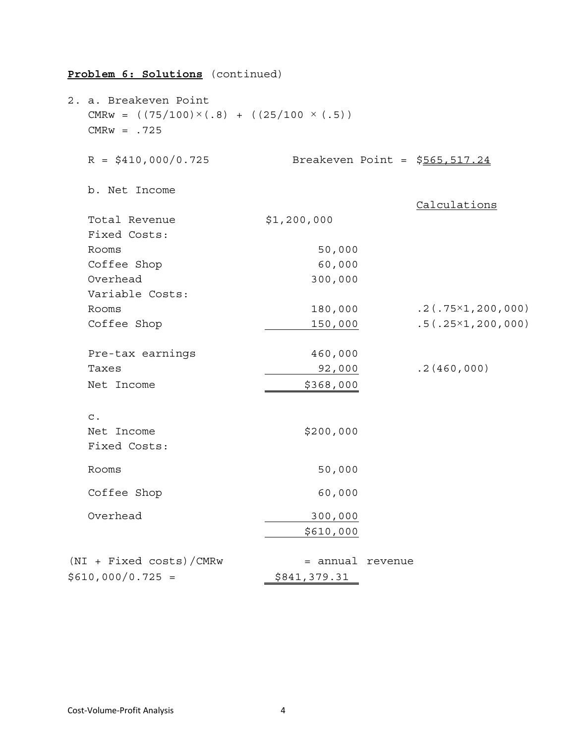**Problem 6: Solutions** (continued)

2. a. Breakeven Point

$CMRw = ((75/100)\times(.8) + ((25/100 \times (.5))$

$CMRw = .725$

$R = \$410,000/0.725$ Breakeven Point = <u>$565,517.24</u>

b. Net Income

| | | Calculations |
|---|---|---|
| Total Revenue | $1,200,000 | |
| Fixed Costs: | | |
| Rooms | 50,000 | |
| Coffee Shop | 60,000 | |
| Overhead | 300,000 | |
| Variable Costs: | | |
| Rooms | 180,000 | $.2(.75\times1,200,000)$ |
| Coffee Shop | 150,000 | $.5(.25\times1,200,000)$ |
| Pre-tax earnings | 460,000 | |
| Taxes | 92,000 | $.2(460,000)$ |
| Net Income | $368,000 | |

c.

| | |
|---|---|
| Net Income | $200,000 |
| Fixed Costs: | |
| Rooms | 50,000 |
| Coffee Shop | 60,000 |
| Overhead | 300,000 |
| | $610,000 |

(NI + Fixed costs)/CMRw = annual revenue

$\$610,000/0.725 =$ $841,379.31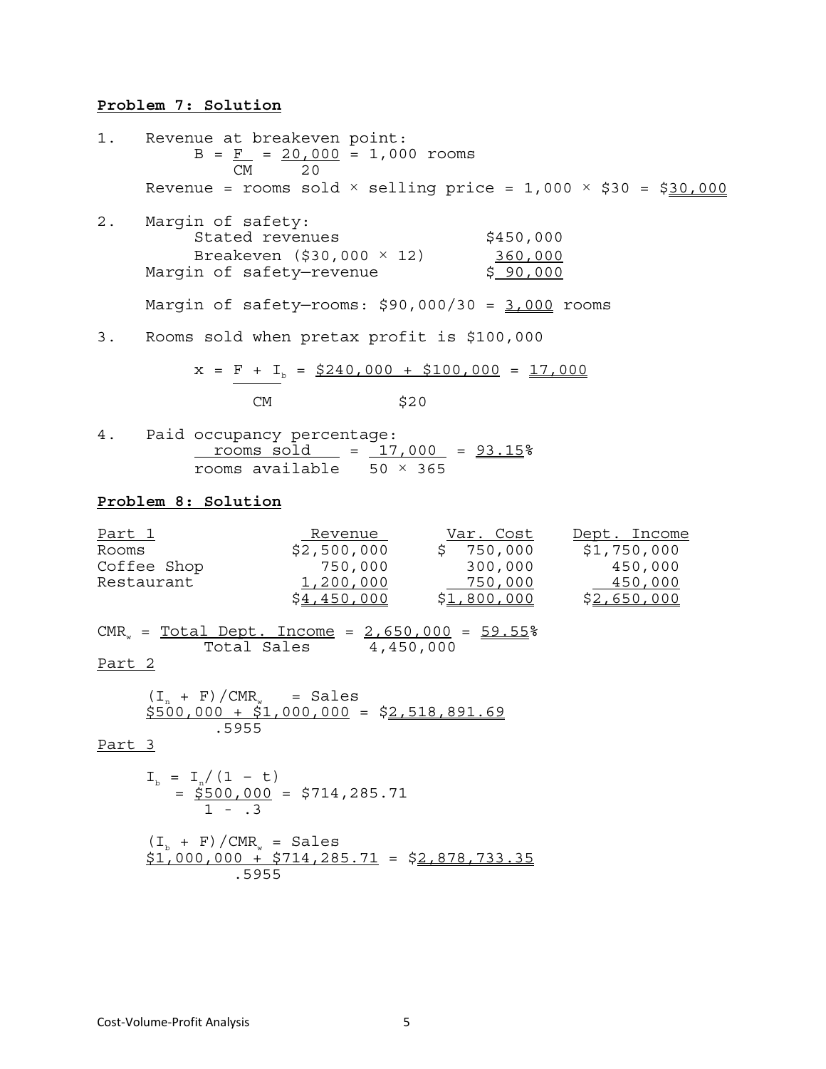**Problem 7: Solution**

1. Revenue at breakeven point:

$$B = \frac{F}{CM} = \frac{20,000}{20} = 1,000 \text{ rooms}$$

Revenue = rooms sold × selling price = 1,000 × \$30 = \$30,000

2. Margin of safety:

| | |
|---|---|
| Stated revenues | \$450,000 |
| Breakeven (\$30,000 × 12) | 360,000 |
| Margin of safety—revenue | \$ 90,000 |

Margin of safety—rooms: \$90,000/30 = 3,000 rooms

3. Rooms sold when pretax profit is \$100,000

$$x = \frac{F + I_b}{CM} = \frac{\$240,000 + \$100,000}{\$20} = 17,000$$

4. Paid occupancy percentage:

$$\frac{\text{rooms sold}}{\text{rooms available}} = \frac{17,000}{50 \times 365} = 93.15\%$$

**Problem 8: Solution**

| Part 1 | Revenue | Var. Cost | Dept. Income |
|---|---|---|---|
| Rooms | \$2,500,000 | \$ 750,000 | \$1,750,000 |
| Coffee Shop | 750,000 | 300,000 | 450,000 |
| Restaurant | 1,200,000 | 750,000 | 450,000 |
| | \$4,450,000 | \$1,800,000 | \$2,650,000 |

$$CMR_w = \frac{\text{Total Dept. Income}}{\text{Total Sales}} = \frac{2,650,000}{4,450,000} = 59.55\%$$

Part 2

$$(I_n + F)/CMR_w = \text{Sales}$$

$$\frac{\$500,000 + \$1,000,000}{.5955} = \$2,518,891.69$$

Part 3

$$I_b = I_n/(1 - t)$$

$$= \frac{\$500,000}{1 - .3} = \$714,285.71$$

$$(I_b + F)/CMR_w = \text{Sales}$$

$$\frac{\$1,000,000 + \$714,285.71}{.5955} = \$2,878,733.35$$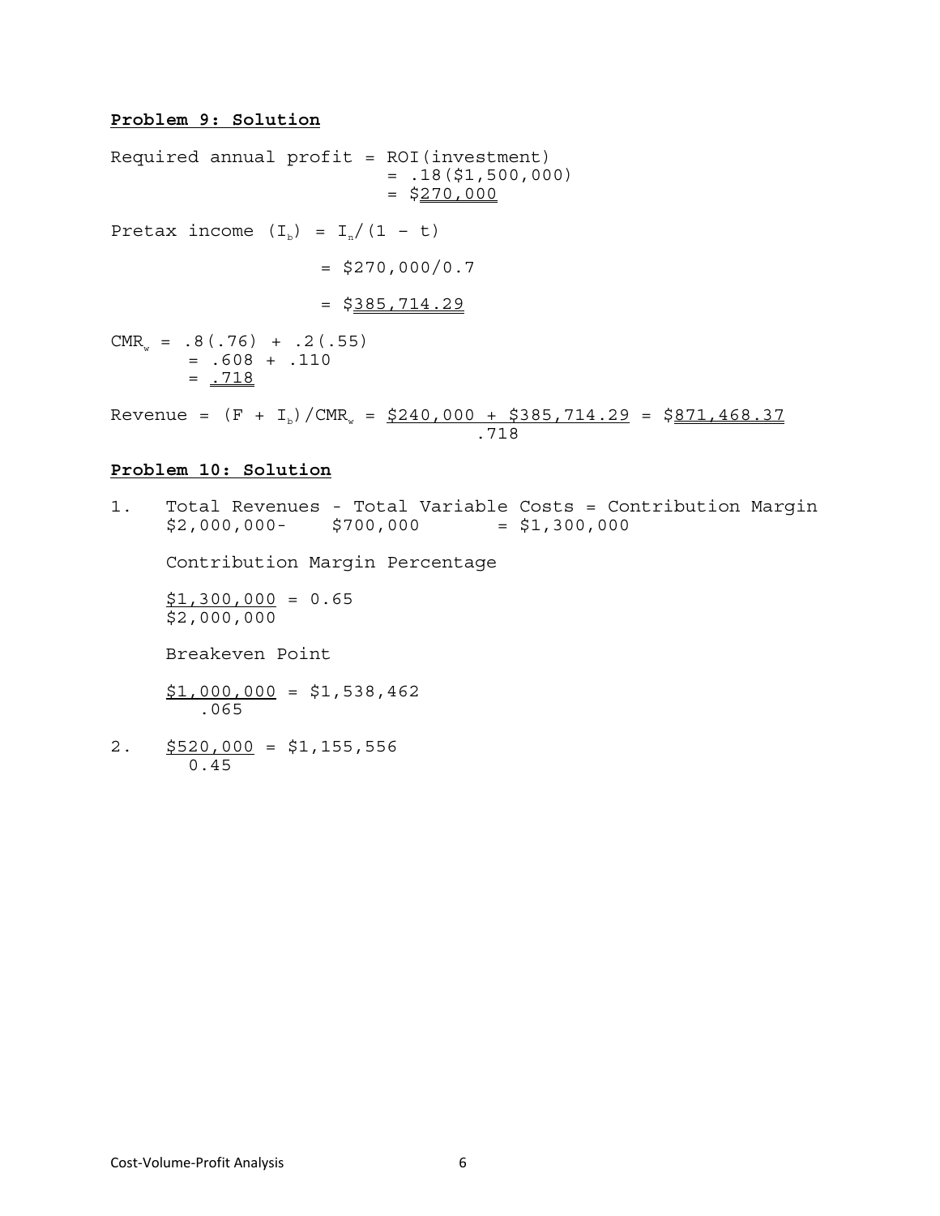**Problem 9: Solution**

Required annual profit = ROI(investment)
$= .18(\$1,500,000)$
$= \$\underline{\underline{270,000}}$

Pretax income $(I_b) = I_n/(1 - t)$

$= \$270,000/0.7$

$= \$\underline{\underline{385,714.29}}$

$CMR_w = .8(.76) + .2(.55)$
$= .608 + .110$
$= \underline{\underline{.718}}$

$$\text{Revenue} = (F + I_b)/CMR_w = \frac{\$240,000 + \$385,714.29}{.718} = \$\underline{\underline{871,468.37}}$$

**Problem 10: Solution**

1. Total Revenues - Total Variable Costs = Contribution Margin
   \$2,000,000- \$700,000 = \$1,300,000

   Contribution Margin Percentage

   $$\frac{\$1,300,000}{\$2,000,000} = 0.65$$

   Breakeven Point

   $$\frac{\$1,000,000}{.065} = \$1,538,462$$

2. $$\frac{\$520,000}{0.45} = \$1,155,556$$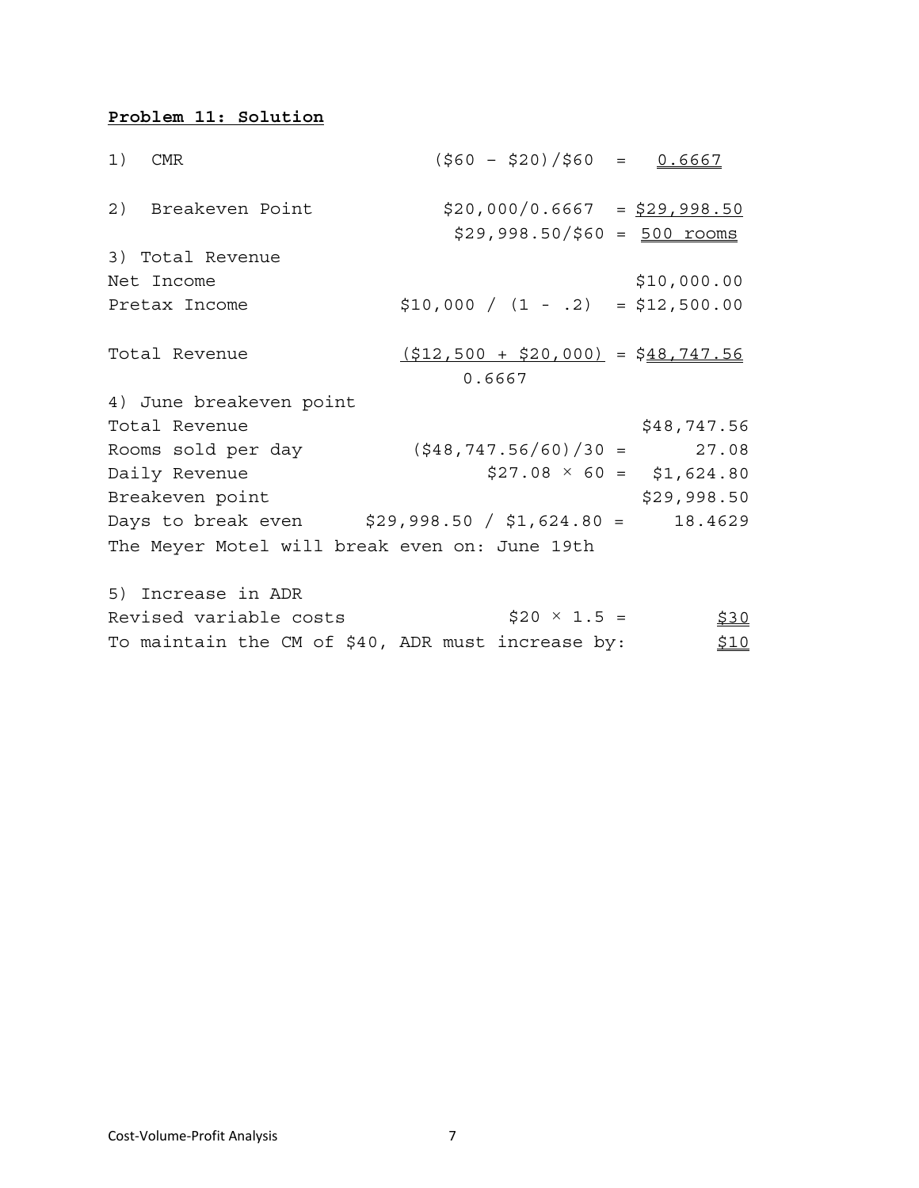**Problem 11: Solution**

| | | |
|---|---|---|
| 1) CMR | (\$60 – \$20)/\$60 = | 0.6667 |
| 2) Breakeven Point | \$20,000/0.6667 = | \$29,998.50 |
| | \$29,998.50/\$60 = | 500 rooms |
| 3) Total Revenue | | |
| Net Income | | \$10,000.00 |
| Pretax Income | \$10,000 / (1 - .2) = | \$12,500.00 |
| Total Revenue | (\$12,500 + \$20,000) / 0.6667 = | \$48,747.56 |
| 4) June breakeven point | | |
| Total Revenue | | \$48,747.56 |
| Rooms sold per day | (\$48,747.56/60)/30 = | 27.08 |
| Daily Revenue | \$27.08 × 60 = | \$1,624.80 |
| Breakeven point | | \$29,998.50 |
| Days to break even | \$29,998.50 / \$1,624.80 = | 18.4629 |

The Meyer Motel will break even on: June 19th

| | | |
|---|---|---|
| 5) Increase in ADR | | |
| Revised variable costs | \$20 × 1.5 = | \$30 |
| To maintain the CM of \$40, ADR must increase by: | | \$10 |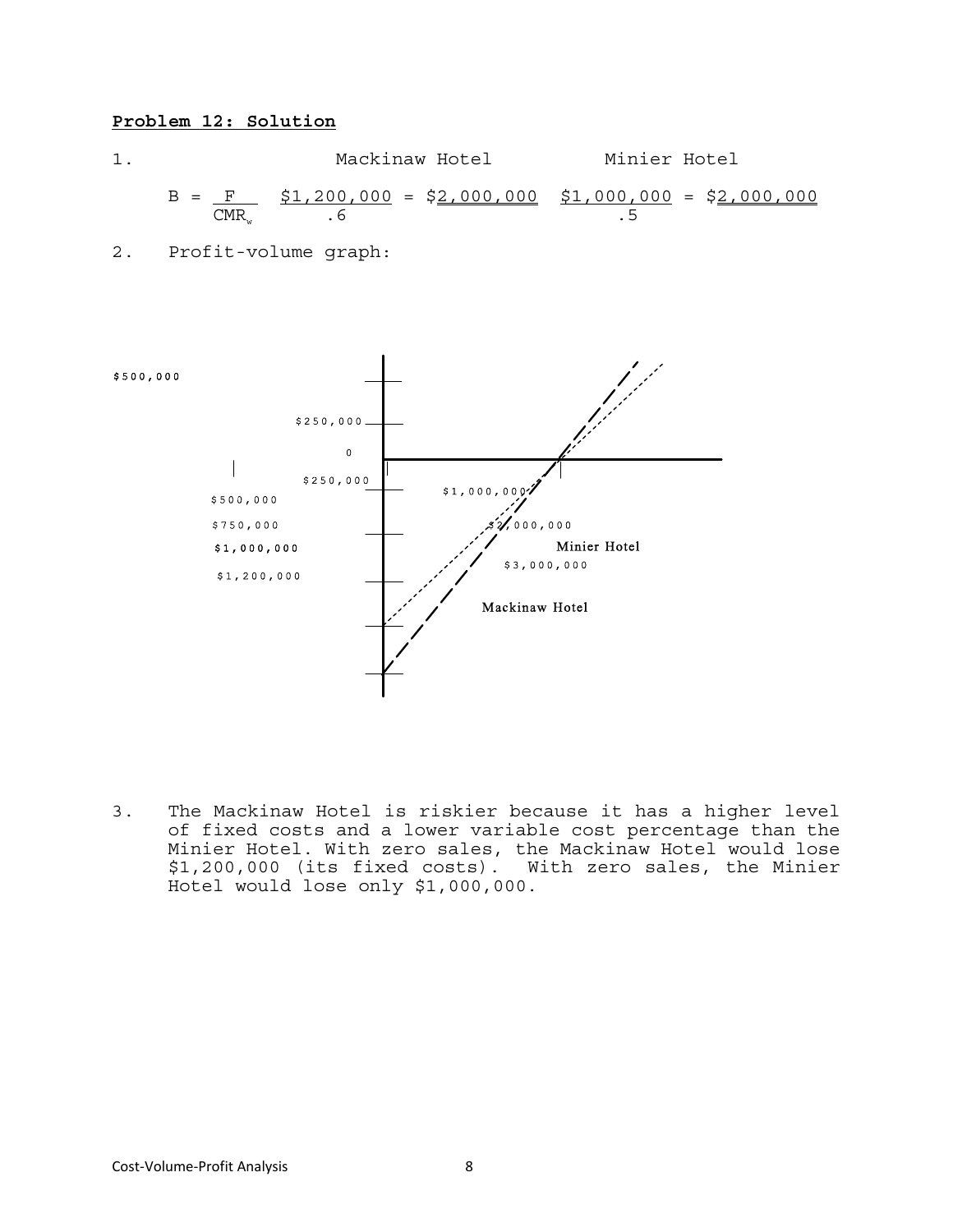**Problem 12: Solution**

1.

| | Mackinaw Hotel | Minier Hotel |
|---|---|---|
| $B = \frac{F}{CMR_w}$ | $\frac{\$1,200,000}{.6} = \$2,000,000$ | $\frac{\$1,000,000}{.5} = \$2,000,000$ |

2. Profit-volume graph:

$500,000

$250,000

0

$250,000

$500,000

$750,000

$1,000,000

$1,200,000

$1,000,000

$2,000,000

$3,000,000

Minier Hotel

Mackinaw Hotel

3. The Mackinaw Hotel is riskier because it has a higher level of fixed costs and a lower variable cost percentage than the Minier Hotel. With zero sales, the Mackinaw Hotel would lose $1,200,000 (its fixed costs). With zero sales, the Minier Hotel would lose only $1,000,000.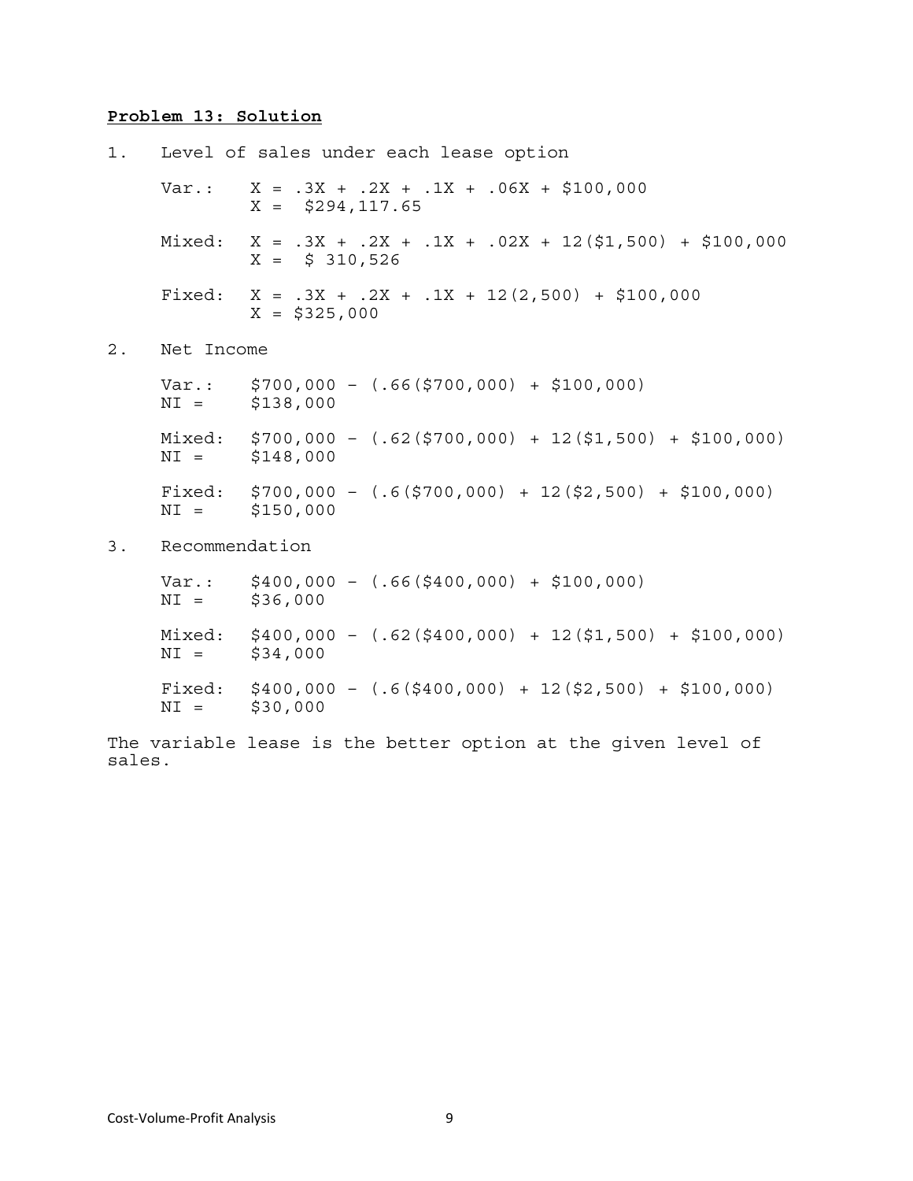**Problem 13: Solution**

1. Level of sales under each lease option

   Var.: $X = .3X + .2X + .1X + .06X + \$100{,}000$
   $X = \$294{,}117.65$

   Mixed: $X = .3X + .2X + .1X + .02X + 12(\$1{,}500) + \$100{,}000$
   $X = \$\ 310{,}526$

   Fixed: $X = .3X + .2X + .1X + 12(2{,}500) + \$100{,}000$
   $X = \$325{,}000$

2. Net Income

   Var.: $\$700{,}000 - (.66(\$700{,}000) + \$100{,}000)$
   NI = $138,000

   Mixed: $\$700{,}000 - (.62(\$700{,}000) + 12(\$1{,}500) + \$100{,}000)$
   NI = $148,000

   Fixed: $\$700{,}000 - (.6(\$700{,}000) + 12(\$2{,}500) + \$100{,}000)$
   NI = $150,000

3. Recommendation

   Var.: $\$400{,}000 - (.66(\$400{,}000) + \$100{,}000)$
   NI = $36,000

   Mixed: $\$400{,}000 - (.62(\$400{,}000) + 12(\$1{,}500) + \$100{,}000)$
   NI = $34,000

   Fixed: $\$400{,}000 - (.6(\$400{,}000) + 12(\$2{,}500) + \$100{,}000)$
   NI = $30,000

The variable lease is the better option at the given level of sales.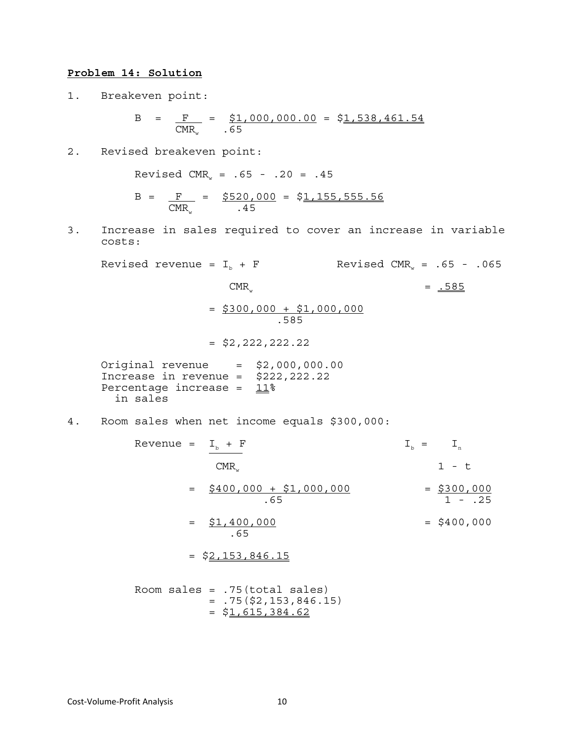**Problem 14: Solution**

1. Breakeven point:

$$B = \frac{F}{CMR_w} = \frac{\$1,000,000.00}{.65} = \$\underline{\underline{1,538,461.54}}$$

2. Revised breakeven point:

Revised $CMR_w = .65 - .20 = .45$

$$B = \frac{F}{CMR_w} = \frac{\$520,000}{.45} = \$\underline{\underline{1,155,555.56}}$$

3. Increase in sales required to cover an increase in variable costs:

Revised $CMR_w = .65 - .065 = \underline{\underline{.585}}$

$$\text{Revised revenue} = \frac{I_b + F}{CMR_w}$$

$$= \frac{\$300,000 + \$1,000,000}{.585}$$

$$= \$2,222,222.22$$

Original revenue = \$2,000,000.00
Increase in revenue = \$222,222.22
Percentage increase in sales = $\underline{\underline{11}}$%

4. Room sales when net income equals \$300,000:

$$I_b = \frac{I_n}{1 - t} = \frac{\$300,000}{1 - .25} = \$400,000$$

$$\text{Revenue} = \frac{I_b + F}{CMR_w}$$

$$= \frac{\$400,000 + \$1,000,000}{.65}$$

$$= \frac{\$1,400,000}{.65}$$

$$= \$\underline{\underline{2,153,846.15}}$$

Room sales = .75(total sales)
= .75(\$2,153,846.15)
= $\$\underline{\underline{1,615,384.62}}$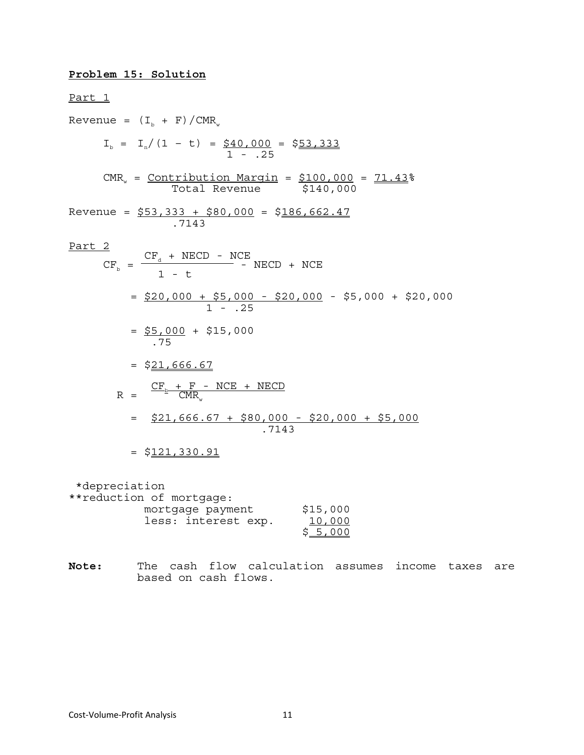**Problem 15: Solution**

Part 1

Revenue = $(I_b + F)/CMR_w$

$$I_b = I_n/(1 - t) = \frac{\$40{,}000}{1 - .25} = \$53{,}333$$

$$CMR_w = \frac{\text{Contribution Margin}}{\text{Total Revenue}} = \frac{\$100{,}000}{\$140{,}000} = 71.43\%$$

$$\text{Revenue} = \frac{\$53{,}333 + \$80{,}000}{.7143} = \$186{,}662.47$$

Part 2

$$CF_b = \frac{CF_d + NECD - NCE}{1 - t} - NECD + NCE$$

$$= \frac{\$20{,}000 + \$5{,}000 - \$20{,}000}{1 - .25} - \$5{,}000 + \$20{,}000$$

$$= \frac{\$5{,}000}{.75} + \$15{,}000$$

$$= \$21{,}666.67$$

$$R = \frac{CF_b + F - NCE + NECD}{CMR_w}$$

$$= \frac{\$21{,}666.67 + \$80{,}000 - \$20{,}000 + \$5{,}000}{.7143}$$

$$= \$121{,}330.91$$

*depreciation

**reduction of mortgage:

| | |
|---|---|
| mortgage payment | $15,000 |
| less: interest exp. | 10,000 |
| | $ 5,000 |

**Note:** The cash flow calculation assumes income taxes are based on cash flows.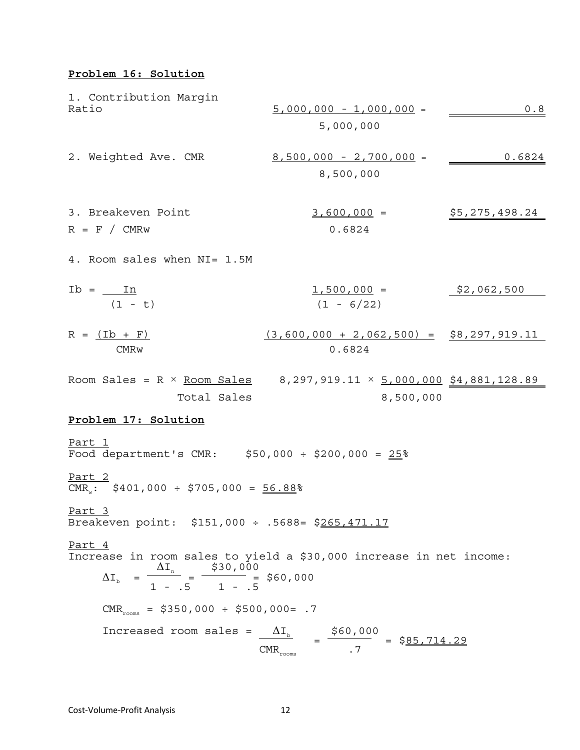**Problem 16: Solution**

1. Contribution Margin Ratio

$$\frac{5{,}000{,}000 - 1{,}000{,}000}{5{,}000{,}000} = 0.8$$

2. Weighted Ave. CMR

$$\frac{8{,}500{,}000 - 2{,}700{,}000}{8{,}500{,}000} = 0.6824$$

3. Breakeven Point

$R = F / CMRw$

$$\frac{3{,}600{,}000}{0.6824} = \$5{,}275{,}498.24$$

4. Room sales when NI= 1.5M

$$Ib = \frac{In}{(1 - t)} \qquad \frac{1{,}500{,}000}{(1 - 6/22)} = \$2{,}062{,}500$$

$$R = \frac{(Ib + F)}{CMRw} \qquad \frac{(3{,}600{,}000 + 2{,}062{,}500)}{0.6824} = \$8{,}297{,}919.11$$

$$\text{Room Sales} = R \times \frac{\text{Room Sales}}{\text{Total Sales}} \qquad 8{,}297{,}919.11 \times \frac{5{,}000{,}000}{8{,}500{,}000} = \$4{,}881{,}128.89$$

**Problem 17: Solution**

Part 1

Food department's CMR: $50,000 ÷ $200,000 = 25%

Part 2

$CMR_w$: $401,000 ÷ $705,000 = 56.88%

Part 3

Breakeven point: $151,000 ÷ .5688= $265,471.17

Part 4

Increase in room sales to yield a $30,000 increase in net income:

$$\Delta I_b = \frac{\Delta I_n}{1 - .5} = \frac{\$30{,}000}{1 - .5} = \$60{,}000$$

$$CMR_{rooms} = \$350{,}000 \div \$500{,}000 = .7$$

$$\text{Increased room sales} = \frac{\Delta I_b}{CMR_{rooms}} = \frac{\$60{,}000}{.7} = \$85{,}714.29$$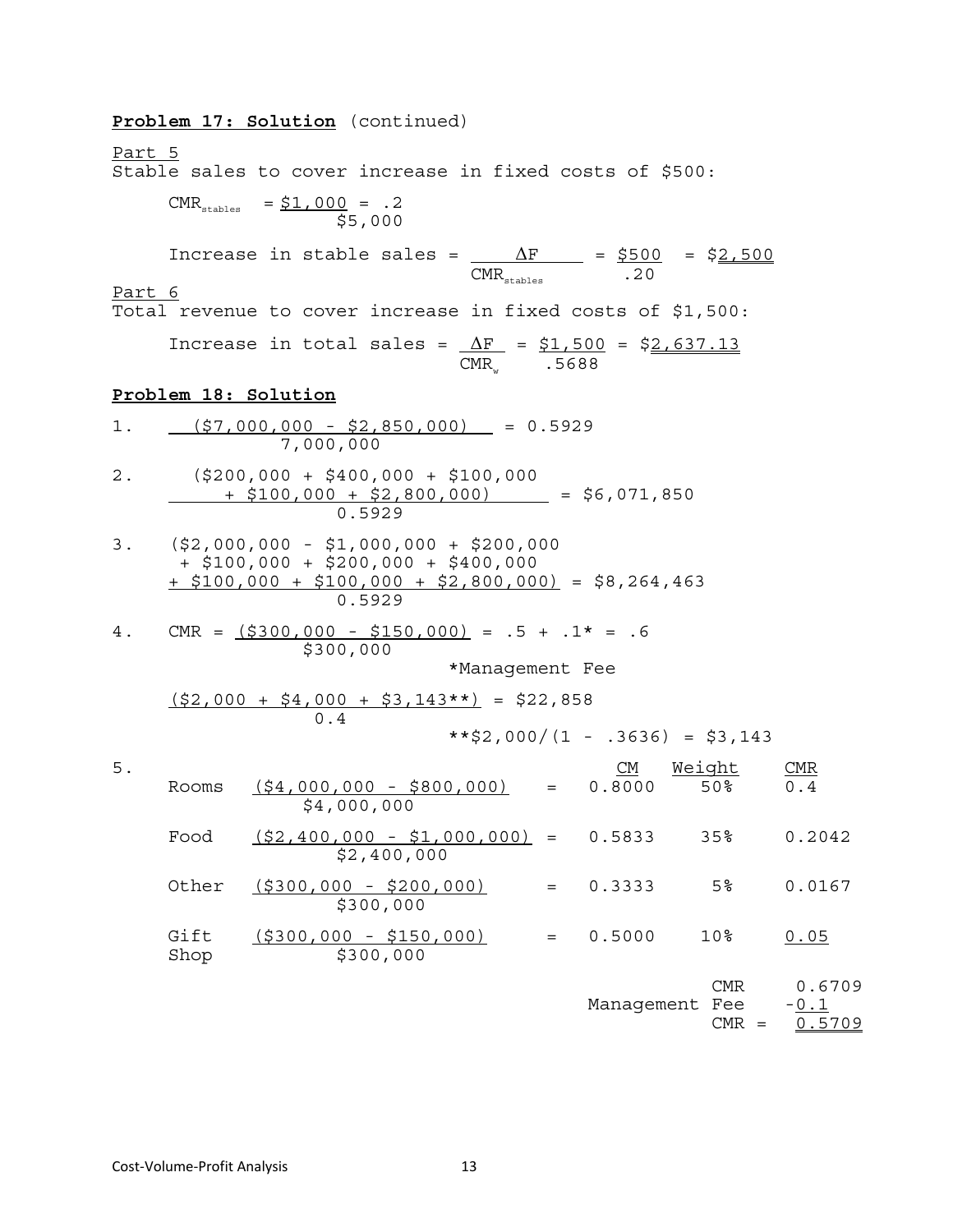**Problem 17: Solution** (continued)

Part 5

Stable sales to cover increase in fixed costs of \$500:

$$CMR_{stables} = \frac{\$1,000}{\$5,000} = .2$$

$$\text{Increase in stable sales} = \frac{\Delta F}{CMR_{stables}} = \frac{\$500}{.20} = \$2,500$$

Part 6

Total revenue to cover increase in fixed costs of \$1,500:

$$\text{Increase in total sales} = \frac{\Delta F}{CMR_w} = \frac{\$1,500}{.5688} = \$2,637.13$$

**Problem 18: Solution**

1. $$\frac{(\$7,000,000 - \$2,850,000)}{7,000,000} = 0.5929$$

2. $$\frac{(\$200,000 + \$400,000 + \$100,000 + \$100,000 + \$2,800,000)}{0.5929} = \$6,071,850$$

3. $$\frac{(\$2,000,000 - \$1,000,000 + \$200,000 + \$100,000 + \$200,000 + \$400,000 + \$100,000 + \$100,000 + \$2,800,000)}{0.5929} = \$8,264,463$$

4. $$CMR = \frac{(\$300,000 - \$150,000)}{\$300,000} = .5 + .1^* = .6$$

   *Management Fee

   $$\frac{(\$2,000 + \$4,000 + \$3,143^{**})}{0.4} = \$22,858$$

   **\$2,000/(1 - .3636) = \$3,143

5.

| | | | CM | Weight | CMR |
|---|---|---|---|---|---|
| Rooms | $\frac{(\$4,000,000 - \$800,000)}{\$4,000,000}$ | = | 0.8000 | 50% | 0.4 |
| Food | $\frac{(\$2,400,000 - \$1,000,000)}{\$2,400,000}$ | = | 0.5833 | 35% | 0.2042 |
| Other | $\frac{(\$300,000 - \$200,000)}{\$300,000}$ | = | 0.3333 | 5% | 0.0167 |
| Gift Shop | $\frac{(\$300,000 - \$150,000)}{\$300,000}$ | = | 0.5000 | 10% | 0.05 |
| | | | | CMR | 0.6709 |
| | | | | Management Fee | -0.1 |
| | | | | CMR = | 0.5709 |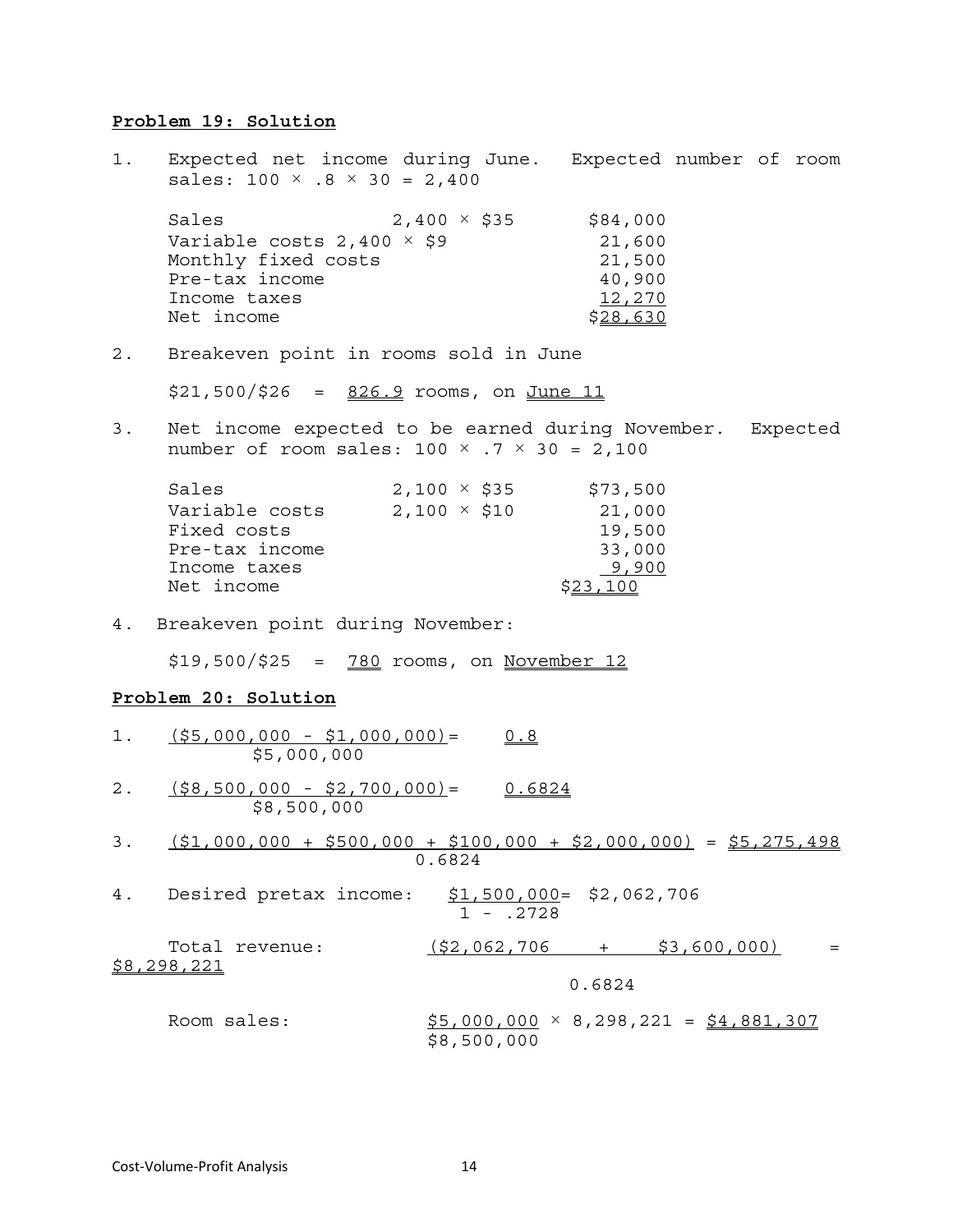**Problem 19: Solution**

1. Expected net income during June. Expected number of room sales: $100 \times .8 \times 30 = 2{,}400$

| | | |
|---|---|---|
| Sales | 2,400 × \$35 | \$84,000 |
| Variable costs 2,400 × \$9 | | 21,600 |
| Monthly fixed costs | | 21,500 |
| Pre-tax income | | 40,900 |
| Income taxes | | 12,270 |
| Net income | | \$28,630 |

2. Breakeven point in rooms sold in June

   \$21,500/\$26 = 826.9 rooms, on June 11

3. Net income expected to be earned during November. Expected number of room sales: $100 \times .7 \times 30 = 2{,}100$

| | | |
|---|---|---|
| Sales | 2,100 × \$35 | \$73,500 |
| Variable costs | 2,100 × \$10 | 21,000 |
| Fixed costs | | 19,500 |
| Pre-tax income | | 33,000 |
| Income taxes | | 9,900 |
| Net income | | \$23,100 |

4. Breakeven point during November:

   \$19,500/\$25 = 780 rooms, on November 12

**Problem 20: Solution**

1. $\frac{(\$5{,}000{,}000 - \$1{,}000{,}000)}{\$5{,}000{,}000} = 0.8$

2. $\frac{(\$8{,}500{,}000 - \$2{,}700{,}000)}{\$8{,}500{,}000} = 0.6824$

3. $\frac{(\$1{,}000{,}000 + \$500{,}000 + \$100{,}000 + \$2{,}000{,}000)}{0.6824} = \$5{,}275{,}498$

4. Desired pretax income: $\frac{\$1{,}500{,}000}{1 - .2728} = \$2{,}062{,}706$

   Total revenue: $\frac{(\$2{,}062{,}706 + \$3{,}600{,}000)}{0.6824} = \$8{,}298{,}221$

   Room sales: $\frac{\$5{,}000{,}000}{\$8{,}500{,}000} \times 8{,}298{,}221 = \$4{,}881{,}307$